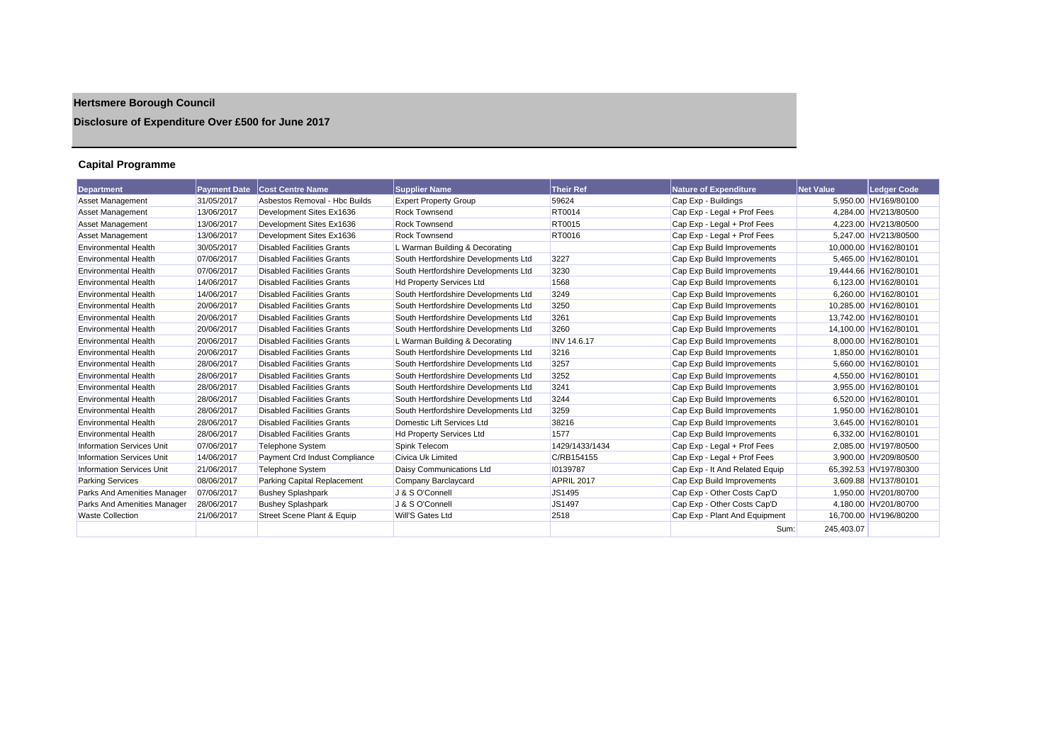# Hertsmere Borough Council

## Disclosure of Expenditure Over £500 for June 2017

### Capital Programme

| Department | Payment Date | Cost Centre Name | Supplier Name | Their Ref | Nature of Expenditure | Net Value | Ledger Code |
|---|---|---|---|---|---|---|---|
| Asset Management | 31/05/2017 | Asbestos Removal - Hbc Builds | Expert Property Group | 59624 | Cap Exp - Buildings | 5,950.00 | HV169/80100 |
| Asset Management | 13/06/2017 | Development Sites Ex1636 | Rock Townsend | RT0014 | Cap Exp - Legal + Prof Fees | 4,284.00 | HV213/80500 |
| Asset Management | 13/06/2017 | Development Sites Ex1636 | Rock Townsend | RT0015 | Cap Exp - Legal + Prof Fees | 4,223.00 | HV213/80500 |
| Asset Management | 13/06/2017 | Development Sites Ex1636 | Rock Townsend | RT0016 | Cap Exp - Legal + Prof Fees | 5,247.00 | HV213/80500 |
| Environmental Health | 30/05/2017 | Disabled Facilities Grants | L Warman Building & Decorating | | Cap Exp Build Improvements | 10,000.00 | HV162/80101 |
| Environmental Health | 07/06/2017 | Disabled Facilities Grants | South Hertfordshire Developments Ltd | 3227 | Cap Exp Build Improvements | 5,465.00 | HV162/80101 |
| Environmental Health | 07/06/2017 | Disabled Facilities Grants | South Hertfordshire Developments Ltd | 3230 | Cap Exp Build Improvements | 19,444.66 | HV162/80101 |
| Environmental Health | 14/06/2017 | Disabled Facilities Grants | Hd Property Services Ltd | 1568 | Cap Exp Build Improvements | 6,123.00 | HV162/80101 |
| Environmental Health | 14/06/2017 | Disabled Facilities Grants | South Hertfordshire Developments Ltd | 3249 | Cap Exp Build Improvements | 6,260.00 | HV162/80101 |
| Environmental Health | 20/06/2017 | Disabled Facilities Grants | South Hertfordshire Developments Ltd | 3250 | Cap Exp Build Improvements | 10,285.00 | HV162/80101 |
| Environmental Health | 20/06/2017 | Disabled Facilities Grants | South Hertfordshire Developments Ltd | 3261 | Cap Exp Build Improvements | 13,742.00 | HV162/80101 |
| Environmental Health | 20/06/2017 | Disabled Facilities Grants | South Hertfordshire Developments Ltd | 3260 | Cap Exp Build Improvements | 14,100.00 | HV162/80101 |
| Environmental Health | 20/06/2017 | Disabled Facilities Grants | L Warman Building & Decorating | INV 14.6.17 | Cap Exp Build Improvements | 8,000.00 | HV162/80101 |
| Environmental Health | 20/06/2017 | Disabled Facilities Grants | South Hertfordshire Developments Ltd | 3216 | Cap Exp Build Improvements | 1,850.00 | HV162/80101 |
| Environmental Health | 28/06/2017 | Disabled Facilities Grants | South Hertfordshire Developments Ltd | 3257 | Cap Exp Build Improvements | 5,660.00 | HV162/80101 |
| Environmental Health | 28/06/2017 | Disabled Facilities Grants | South Hertfordshire Developments Ltd | 3252 | Cap Exp Build Improvements | 4,550.00 | HV162/80101 |
| Environmental Health | 28/06/2017 | Disabled Facilities Grants | South Hertfordshire Developments Ltd | 3241 | Cap Exp Build Improvements | 3,955.00 | HV162/80101 |
| Environmental Health | 28/06/2017 | Disabled Facilities Grants | South Hertfordshire Developments Ltd | 3244 | Cap Exp Build Improvements | 6,520.00 | HV162/80101 |
| Environmental Health | 28/06/2017 | Disabled Facilities Grants | South Hertfordshire Developments Ltd | 3259 | Cap Exp Build Improvements | 1,950.00 | HV162/80101 |
| Environmental Health | 28/06/2017 | Disabled Facilities Grants | Domestic Lift Services Ltd | 38216 | Cap Exp Build Improvements | 3,645.00 | HV162/80101 |
| Environmental Health | 28/06/2017 | Disabled Facilities Grants | Hd Property Services Ltd | 1577 | Cap Exp Build Improvements | 6,332.00 | HV162/80101 |
| Information Services Unit | 07/06/2017 | Telephone System | Spink Telecom | 1429/1433/1434 | Cap Exp - Legal + Prof Fees | 2,085.00 | HV197/80500 |
| Information Services Unit | 14/06/2017 | Payment Crd Indust Compliance | Civica Uk Limited | C/RB154155 | Cap Exp - Legal + Prof Fees | 3,900.00 | HV209/80500 |
| Information Services Unit | 21/06/2017 | Telephone System | Daisy Communications Ltd | I0139787 | Cap Exp - It And Related Equip | 65,392.53 | HV197/80300 |
| Parking Services | 08/06/2017 | Parking Capital Replacement | Company Barclaycard | APRIL 2017 | Cap Exp Build Improvements | 3,609.88 | HV137/80101 |
| Parks And Amenities Manager | 07/06/2017 | Bushey Splashpark | J & S O'Connell | JS1495 | Cap Exp - Other Costs Cap'D | 1,950.00 | HV201/80700 |
| Parks And Amenities Manager | 28/06/2017 | Bushey Splashpark | J & S O'Connell | JS1497 | Cap Exp - Other Costs Cap'D | 4,180.00 | HV201/80700 |
| Waste Collection | 21/06/2017 | Street Scene Plant & Equip | Will'S Gates Ltd | 2518 | Cap Exp - Plant And Equipment | 16,700.00 | HV196/80200 |
| | | | | | Sum: | 245,403.07 | |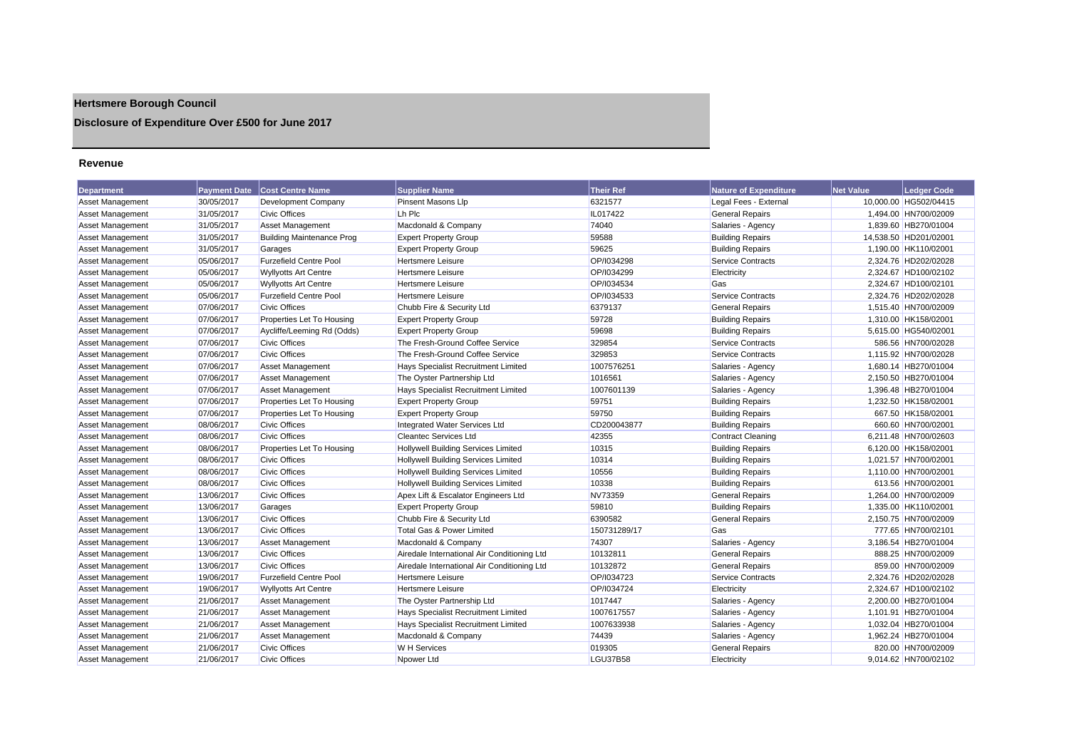# Hertsmere Borough Council

## Disclosure of Expenditure Over £500 for June 2017

### Revenue

| Department | Payment Date | Cost Centre Name | Supplier Name | Their Ref | Nature of Expenditure | Net Value | Ledger Code |
|---|---|---|---|---|---|---|---|
| Asset Management | 30/05/2017 | Development Company | Pinsent Masons Llp | 6321577 | Legal Fees - External | 10,000.00 | HG502/04415 |
| Asset Management | 31/05/2017 | Civic Offices | Lh Plc | IL017422 | General Repairs | 1,494.00 | HN700/02009 |
| Asset Management | 31/05/2017 | Asset Management | Macdonald & Company | 74040 | Salaries - Agency | 1,839.60 | HB270/01004 |
| Asset Management | 31/05/2017 | Building Maintenance Prog | Expert Property Group | 59588 | Building Repairs | 14,538.50 | HD201/02001 |
| Asset Management | 31/05/2017 | Garages | Expert Property Group | 59625 | Building Repairs | 1,190.00 | HK110/02001 |
| Asset Management | 05/06/2017 | Furzefield Centre Pool | Hertsmere Leisure | OP/I034298 | Service Contracts | 2,324.76 | HD202/02028 |
| Asset Management | 05/06/2017 | Wyllyotts Art Centre | Hertsmere Leisure | OP/I034299 | Electricity | 2,324.67 | HD100/02102 |
| Asset Management | 05/06/2017 | Wyllyotts Art Centre | Hertsmere Leisure | OP/I034534 | Gas | 2,324.67 | HD100/02101 |
| Asset Management | 05/06/2017 | Furzefield Centre Pool | Hertsmere Leisure | OP/I034533 | Service Contracts | 2,324.76 | HD202/02028 |
| Asset Management | 07/06/2017 | Civic Offices | Chubb Fire & Security Ltd | 6379137 | General Repairs | 1,515.40 | HN700/02009 |
| Asset Management | 07/06/2017 | Properties Let To Housing | Expert Property Group | 59728 | Building Repairs | 1,310.00 | HK158/02001 |
| Asset Management | 07/06/2017 | Aycliffe/Leeming Rd (Odds) | Expert Property Group | 59698 | Building Repairs | 5,615.00 | HG540/02001 |
| Asset Management | 07/06/2017 | Civic Offices | The Fresh-Ground Coffee Service | 329854 | Service Contracts | 586.56 | HN700/02028 |
| Asset Management | 07/06/2017 | Civic Offices | The Fresh-Ground Coffee Service | 329853 | Service Contracts | 1,115.92 | HN700/02028 |
| Asset Management | 07/06/2017 | Asset Management | Hays Specialist Recruitment Limited | 1007576251 | Salaries - Agency | 1,680.14 | HB270/01004 |
| Asset Management | 07/06/2017 | Asset Management | The Oyster Partnership Ltd | 1016561 | Salaries - Agency | 2,150.50 | HB270/01004 |
| Asset Management | 07/06/2017 | Asset Management | Hays Specialist Recruitment Limited | 1007601139 | Salaries - Agency | 1,396.48 | HB270/01004 |
| Asset Management | 07/06/2017 | Properties Let To Housing | Expert Property Group | 59751 | Building Repairs | 1,232.50 | HK158/02001 |
| Asset Management | 07/06/2017 | Properties Let To Housing | Expert Property Group | 59750 | Building Repairs | 667.50 | HK158/02001 |
| Asset Management | 08/06/2017 | Civic Offices | Integrated Water Services Ltd | CD200043877 | Building Repairs | 660.60 | HN700/02001 |
| Asset Management | 08/06/2017 | Civic Offices | Cleantec Services Ltd | 42355 | Contract Cleaning | 6,211.48 | HN700/02603 |
| Asset Management | 08/06/2017 | Properties Let To Housing | Hollywell Building Services Limited | 10315 | Building Repairs | 6,120.00 | HK158/02001 |
| Asset Management | 08/06/2017 | Civic Offices | Hollywell Building Services Limited | 10314 | Building Repairs | 1,021.57 | HN700/02001 |
| Asset Management | 08/06/2017 | Civic Offices | Hollywell Building Services Limited | 10556 | Building Repairs | 1,110.00 | HN700/02001 |
| Asset Management | 08/06/2017 | Civic Offices | Hollywell Building Services Limited | 10338 | Building Repairs | 613.56 | HN700/02001 |
| Asset Management | 13/06/2017 | Civic Offices | Apex Lift & Escalator Engineers Ltd | NV73359 | General Repairs | 1,264.00 | HN700/02009 |
| Asset Management | 13/06/2017 | Garages | Expert Property Group | 59810 | Building Repairs | 1,335.00 | HK110/02001 |
| Asset Management | 13/06/2017 | Civic Offices | Chubb Fire & Security Ltd | 6390582 | General Repairs | 2,150.75 | HN700/02009 |
| Asset Management | 13/06/2017 | Civic Offices | Total Gas & Power Limited | 150731289/17 | Gas | 777.65 | HN700/02101 |
| Asset Management | 13/06/2017 | Asset Management | Macdonald & Company | 74307 | Salaries - Agency | 3,186.54 | HB270/01004 |
| Asset Management | 13/06/2017 | Civic Offices | Airedale International Air Conditioning Ltd | 10132811 | General Repairs | 888.25 | HN700/02009 |
| Asset Management | 13/06/2017 | Civic Offices | Airedale International Air Conditioning Ltd | 10132872 | General Repairs | 859.00 | HN700/02009 |
| Asset Management | 19/06/2017 | Furzefield Centre Pool | Hertsmere Leisure | OP/I034723 | Service Contracts | 2,324.76 | HD202/02028 |
| Asset Management | 19/06/2017 | Wyllyotts Art Centre | Hertsmere Leisure | OP/I034724 | Electricity | 2,324.67 | HD100/02102 |
| Asset Management | 21/06/2017 | Asset Management | The Oyster Partnership Ltd | 1017447 | Salaries - Agency | 2,200.00 | HB270/01004 |
| Asset Management | 21/06/2017 | Asset Management | Hays Specialist Recruitment Limited | 1007617557 | Salaries - Agency | 1,101.91 | HB270/01004 |
| Asset Management | 21/06/2017 | Asset Management | Hays Specialist Recruitment Limited | 1007633938 | Salaries - Agency | 1,032.04 | HB270/01004 |
| Asset Management | 21/06/2017 | Asset Management | Macdonald & Company | 74439 | Salaries - Agency | 1,962.24 | HB270/01004 |
| Asset Management | 21/06/2017 | Civic Offices | W H Services | 019305 | General Repairs | 820.00 | HN700/02009 |
| Asset Management | 21/06/2017 | Civic Offices | Npower Ltd | LGU37B58 | Electricity | 9,014.62 | HN700/02102 |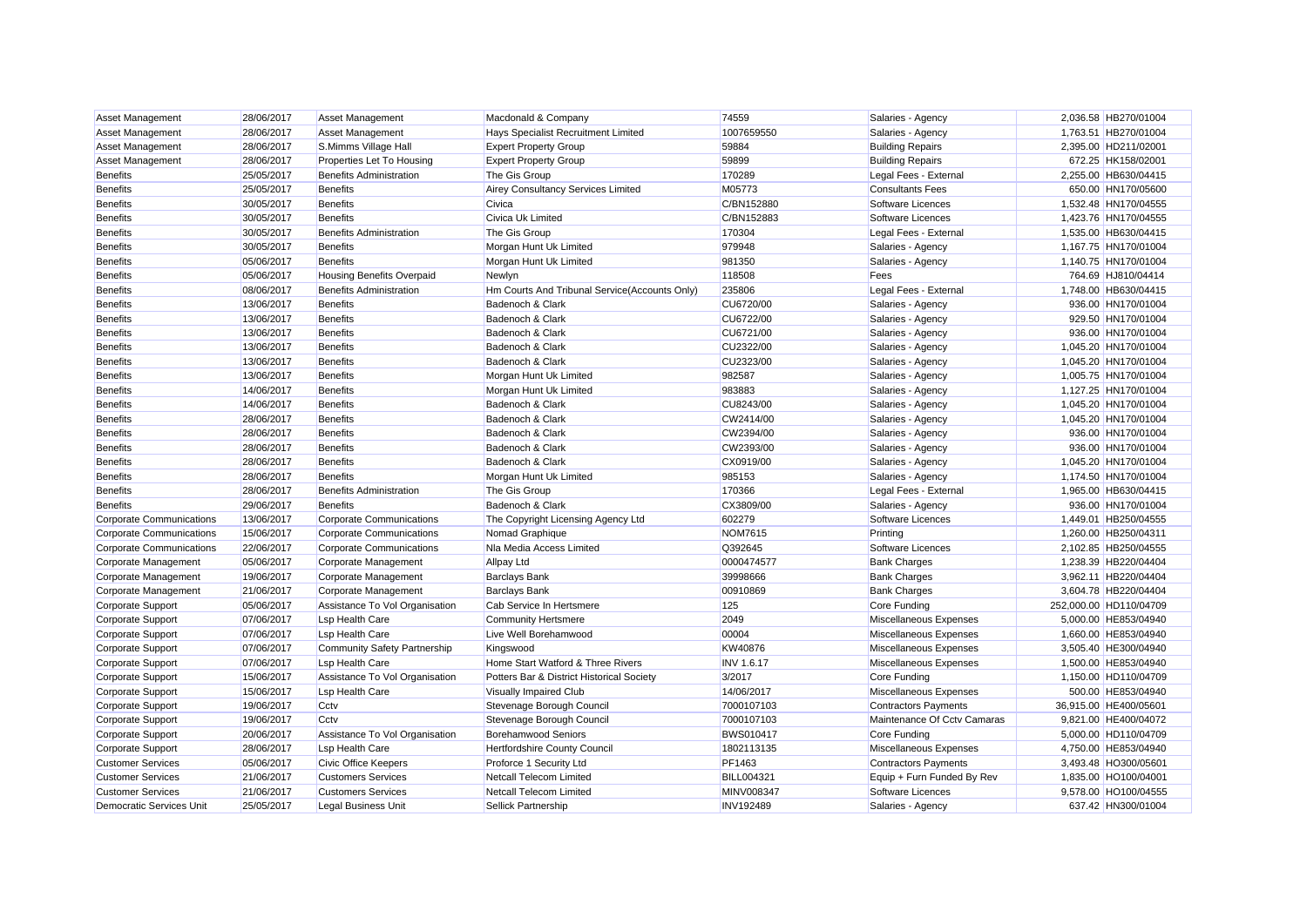| Asset Management | 28/06/2017 | Asset Management | Macdonald & Company | 74559 | Salaries - Agency | 2,036.58 | HB270/01004 |
|---|---|---|---|---|---|---|---|
| Asset Management | 28/06/2017 | Asset Management | Hays Specialist Recruitment Limited | 1007659550 | Salaries - Agency | 1,763.51 | HB270/01004 |
| Asset Management | 28/06/2017 | S.Mimms Village Hall | Expert Property Group | 59884 | Building Repairs | 2,395.00 | HD211/02001 |
| Asset Management | 28/06/2017 | Properties Let To Housing | Expert Property Group | 59899 | Building Repairs | 672.25 | HK158/02001 |
| Benefits | 25/05/2017 | Benefits Administration | The Gis Group | 170289 | Legal Fees - External | 2,255.00 | HB630/04415 |
| Benefits | 25/05/2017 | Benefits | Airey Consultancy Services Limited | M05773 | Consultants Fees | 650.00 | HN170/05600 |
| Benefits | 30/05/2017 | Benefits | Civica | C/BN152880 | Software Licences | 1,532.48 | HN170/04555 |
| Benefits | 30/05/2017 | Benefits | Civica Uk Limited | C/BN152883 | Software Licences | 1,423.76 | HN170/04555 |
| Benefits | 30/05/2017 | Benefits Administration | The Gis Group | 170304 | Legal Fees - External | 1,535.00 | HB630/04415 |
| Benefits | 30/05/2017 | Benefits | Morgan Hunt Uk Limited | 979948 | Salaries - Agency | 1,167.75 | HN170/01004 |
| Benefits | 05/06/2017 | Benefits | Morgan Hunt Uk Limited | 981350 | Salaries - Agency | 1,140.75 | HN170/01004 |
| Benefits | 05/06/2017 | Housing Benefits Overpaid | Newlyn | 118508 | Fees | 764.69 | HJ810/04414 |
| Benefits | 08/06/2017 | Benefits Administration | Hm Courts And Tribunal Service(Accounts Only) | 235806 | Legal Fees - External | 1,748.00 | HB630/04415 |
| Benefits | 13/06/2017 | Benefits | Badenoch & Clark | CU6720/00 | Salaries - Agency | 936.00 | HN170/01004 |
| Benefits | 13/06/2017 | Benefits | Badenoch & Clark | CU6722/00 | Salaries - Agency | 929.50 | HN170/01004 |
| Benefits | 13/06/2017 | Benefits | Badenoch & Clark | CU6721/00 | Salaries - Agency | 936.00 | HN170/01004 |
| Benefits | 13/06/2017 | Benefits | Badenoch & Clark | CU2322/00 | Salaries - Agency | 1,045.20 | HN170/01004 |
| Benefits | 13/06/2017 | Benefits | Badenoch & Clark | CU2323/00 | Salaries - Agency | 1,045.20 | HN170/01004 |
| Benefits | 13/06/2017 | Benefits | Morgan Hunt Uk Limited | 982587 | Salaries - Agency | 1,005.75 | HN170/01004 |
| Benefits | 14/06/2017 | Benefits | Morgan Hunt Uk Limited | 983883 | Salaries - Agency | 1,127.25 | HN170/01004 |
| Benefits | 14/06/2017 | Benefits | Badenoch & Clark | CU8243/00 | Salaries - Agency | 1,045.20 | HN170/01004 |
| Benefits | 28/06/2017 | Benefits | Badenoch & Clark | CW2414/00 | Salaries - Agency | 1,045.20 | HN170/01004 |
| Benefits | 28/06/2017 | Benefits | Badenoch & Clark | CW2394/00 | Salaries - Agency | 936.00 | HN170/01004 |
| Benefits | 28/06/2017 | Benefits | Badenoch & Clark | CW2393/00 | Salaries - Agency | 936.00 | HN170/01004 |
| Benefits | 28/06/2017 | Benefits | Badenoch & Clark | CX0919/00 | Salaries - Agency | 1,045.20 | HN170/01004 |
| Benefits | 28/06/2017 | Benefits | Morgan Hunt Uk Limited | 985153 | Salaries - Agency | 1,174.50 | HN170/01004 |
| Benefits | 28/06/2017 | Benefits Administration | The Gis Group | 170366 | Legal Fees - External | 1,965.00 | HB630/04415 |
| Benefits | 29/06/2017 | Benefits | Badenoch & Clark | CX3809/00 | Salaries - Agency | 936.00 | HN170/01004 |
| Corporate Communications | 13/06/2017 | Corporate Communications | The Copyright Licensing Agency Ltd | 602279 | Software Licences | 1,449.01 | HB250/04555 |
| Corporate Communications | 15/06/2017 | Corporate Communications | Nomad Graphique | NOM7615 | Printing | 1,260.00 | HB250/04311 |
| Corporate Communications | 22/06/2017 | Corporate Communications | Nla Media Access Limited | Q392645 | Software Licences | 2,102.85 | HB250/04555 |
| Corporate Management | 05/06/2017 | Corporate Management | Allpay Ltd | 0000474577 | Bank Charges | 1,238.39 | HB220/04404 |
| Corporate Management | 19/06/2017 | Corporate Management | Barclays Bank | 39998666 | Bank Charges | 3,962.11 | HB220/04404 |
| Corporate Management | 21/06/2017 | Corporate Management | Barclays Bank | 00910869 | Bank Charges | 3,604.78 | HB220/04404 |
| Corporate Support | 05/06/2017 | Assistance To Vol Organisation | Cab Service In Hertsmere | 125 | Core Funding | 252,000.00 | HD110/04709 |
| Corporate Support | 07/06/2017 | Lsp Health Care | Community Hertsmere | 2049 | Miscellaneous Expenses | 5,000.00 | HE853/04940 |
| Corporate Support | 07/06/2017 | Lsp Health Care | Live Well Borehamwood | 00004 | Miscellaneous Expenses | 1,660.00 | HE853/04940 |
| Corporate Support | 07/06/2017 | Community Safety Partnership | Kingswood | KW40876 | Miscellaneous Expenses | 3,505.40 | HE300/04940 |
| Corporate Support | 07/06/2017 | Lsp Health Care | Home Start Watford & Three Rivers | INV 1.6.17 | Miscellaneous Expenses | 1,500.00 | HE853/04940 |
| Corporate Support | 15/06/2017 | Assistance To Vol Organisation | Potters Bar & District Historical Society | 3/2017 | Core Funding | 1,150.00 | HD110/04709 |
| Corporate Support | 15/06/2017 | Lsp Health Care | Visually Impaired Club | 14/06/2017 | Miscellaneous Expenses | 500.00 | HE853/04940 |
| Corporate Support | 19/06/2017 | Cctv | Stevenage Borough Council | 7000107103 | Contractors Payments | 36,915.00 | HE400/05601 |
| Corporate Support | 19/06/2017 | Cctv | Stevenage Borough Council | 7000107103 | Maintenance Of Cctv Camaras | 9,821.00 | HE400/04072 |
| Corporate Support | 20/06/2017 | Assistance To Vol Organisation | Borehamwood Seniors | BWS010417 | Core Funding | 5,000.00 | HD110/04709 |
| Corporate Support | 28/06/2017 | Lsp Health Care | Hertfordshire County Council | 1802113135 | Miscellaneous Expenses | 4,750.00 | HE853/04940 |
| Customer Services | 05/06/2017 | Civic Office Keepers | Proforce 1 Security Ltd | PF1463 | Contractors Payments | 3,493.48 | HO300/05601 |
| Customer Services | 21/06/2017 | Customers Services | Netcall Telecom Limited | BILL004321 | Equip + Furn Funded By Rev | 1,835.00 | HO100/04001 |
| Customer Services | 21/06/2017 | Customers Services | Netcall Telecom Limited | MINV008347 | Software Licences | 9,578.00 | HO100/04555 |
| Democratic Services Unit | 25/05/2017 | Legal Business Unit | Sellick Partnership | INV192489 | Salaries - Agency | 637.42 | HN300/01004 |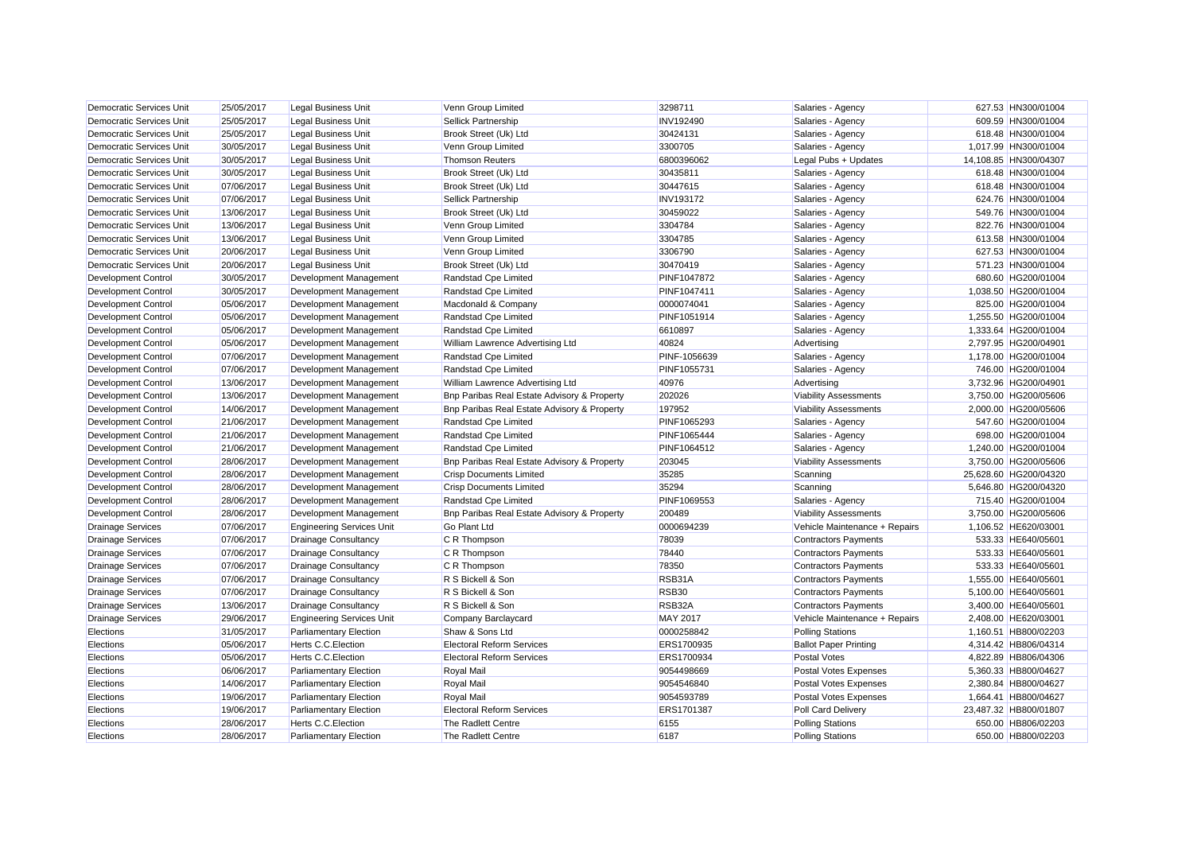| | | | | | | | |
|---|---|---|---|---|---|---|---|
| Democratic Services Unit | 25/05/2017 | Legal Business Unit | Venn Group Limited | 3298711 | Salaries - Agency | 627.53 | HN300/01004 |
| Democratic Services Unit | 25/05/2017 | Legal Business Unit | Sellick Partnership | INV192490 | Salaries - Agency | 609.59 | HN300/01004 |
| Democratic Services Unit | 25/05/2017 | Legal Business Unit | Brook Street (Uk) Ltd | 30424131 | Salaries - Agency | 618.48 | HN300/01004 |
| Democratic Services Unit | 30/05/2017 | Legal Business Unit | Venn Group Limited | 3300705 | Salaries - Agency | 1,017.99 | HN300/01004 |
| Democratic Services Unit | 30/05/2017 | Legal Business Unit | Thomson Reuters | 6800396062 | Legal Pubs + Updates | 14,108.85 | HN300/04307 |
| Democratic Services Unit | 30/05/2017 | Legal Business Unit | Brook Street (Uk) Ltd | 30435811 | Salaries - Agency | 618.48 | HN300/01004 |
| Democratic Services Unit | 07/06/2017 | Legal Business Unit | Brook Street (Uk) Ltd | 30447615 | Salaries - Agency | 618.48 | HN300/01004 |
| Democratic Services Unit | 07/06/2017 | Legal Business Unit | Sellick Partnership | INV193172 | Salaries - Agency | 624.76 | HN300/01004 |
| Democratic Services Unit | 13/06/2017 | Legal Business Unit | Brook Street (Uk) Ltd | 30459022 | Salaries - Agency | 549.76 | HN300/01004 |
| Democratic Services Unit | 13/06/2017 | Legal Business Unit | Venn Group Limited | 3304784 | Salaries - Agency | 822.76 | HN300/01004 |
| Democratic Services Unit | 13/06/2017 | Legal Business Unit | Venn Group Limited | 3304785 | Salaries - Agency | 613.58 | HN300/01004 |
| Democratic Services Unit | 20/06/2017 | Legal Business Unit | Venn Group Limited | 3306790 | Salaries - Agency | 627.53 | HN300/01004 |
| Democratic Services Unit | 20/06/2017 | Legal Business Unit | Brook Street (Uk) Ltd | 30470419 | Salaries - Agency | 571.23 | HN300/01004 |
| Development Control | 30/05/2017 | Development Management | Randstad Cpe Limited | PINF1047872 | Salaries - Agency | 680.60 | HG200/01004 |
| Development Control | 30/05/2017 | Development Management | Randstad Cpe Limited | PINF1047411 | Salaries - Agency | 1,038.50 | HG200/01004 |
| Development Control | 05/06/2017 | Development Management | Macdonald & Company | 0000074041 | Salaries - Agency | 825.00 | HG200/01004 |
| Development Control | 05/06/2017 | Development Management | Randstad Cpe Limited | PINF1051914 | Salaries - Agency | 1,255.50 | HG200/01004 |
| Development Control | 05/06/2017 | Development Management | Randstad Cpe Limited | 6610897 | Salaries - Agency | 1,333.64 | HG200/01004 |
| Development Control | 05/06/2017 | Development Management | William Lawrence Advertising Ltd | 40824 | Advertising | 2,797.95 | HG200/04901 |
| Development Control | 07/06/2017 | Development Management | Randstad Cpe Limited | PINF-1056639 | Salaries - Agency | 1,178.00 | HG200/01004 |
| Development Control | 07/06/2017 | Development Management | Randstad Cpe Limited | PINF1055731 | Salaries - Agency | 746.00 | HG200/01004 |
| Development Control | 13/06/2017 | Development Management | William Lawrence Advertising Ltd | 40976 | Advertising | 3,732.96 | HG200/04901 |
| Development Control | 13/06/2017 | Development Management | Bnp Paribas Real Estate Advisory & Property | 202026 | Viability Assessments | 3,750.00 | HG200/05606 |
| Development Control | 14/06/2017 | Development Management | Bnp Paribas Real Estate Advisory & Property | 197952 | Viability Assessments | 2,000.00 | HG200/05606 |
| Development Control | 21/06/2017 | Development Management | Randstad Cpe Limited | PINF1065293 | Salaries - Agency | 547.60 | HG200/01004 |
| Development Control | 21/06/2017 | Development Management | Randstad Cpe Limited | PINF1065444 | Salaries - Agency | 698.00 | HG200/01004 |
| Development Control | 21/06/2017 | Development Management | Randstad Cpe Limited | PINF1064512 | Salaries - Agency | 1,240.00 | HG200/01004 |
| Development Control | 28/06/2017 | Development Management | Bnp Paribas Real Estate Advisory & Property | 203045 | Viability Assessments | 3,750.00 | HG200/05606 |
| Development Control | 28/06/2017 | Development Management | Crisp Documents Limited | 35285 | Scanning | 25,628.60 | HG200/04320 |
| Development Control | 28/06/2017 | Development Management | Crisp Documents Limited | 35294 | Scanning | 5,646.80 | HG200/04320 |
| Development Control | 28/06/2017 | Development Management | Randstad Cpe Limited | PINF1069553 | Salaries - Agency | 715.40 | HG200/01004 |
| Development Control | 28/06/2017 | Development Management | Bnp Paribas Real Estate Advisory & Property | 200489 | Viability Assessments | 3,750.00 | HG200/05606 |
| Drainage Services | 07/06/2017 | Engineering Services Unit | Go Plant Ltd | 0000694239 | Vehicle Maintenance + Repairs | 1,106.52 | HE620/03001 |
| Drainage Services | 07/06/2017 | Drainage Consultancy | C R Thompson | 78039 | Contractors Payments | 533.33 | HE640/05601 |
| Drainage Services | 07/06/2017 | Drainage Consultancy | C R Thompson | 78440 | Contractors Payments | 533.33 | HE640/05601 |
| Drainage Services | 07/06/2017 | Drainage Consultancy | C R Thompson | 78350 | Contractors Payments | 533.33 | HE640/05601 |
| Drainage Services | 07/06/2017 | Drainage Consultancy | R S Bickell & Son | RSB31A | Contractors Payments | 1,555.00 | HE640/05601 |
| Drainage Services | 07/06/2017 | Drainage Consultancy | R S Bickell & Son | RSB30 | Contractors Payments | 5,100.00 | HE640/05601 |
| Drainage Services | 13/06/2017 | Drainage Consultancy | R S Bickell & Son | RSB32A | Contractors Payments | 3,400.00 | HE640/05601 |
| Drainage Services | 29/06/2017 | Engineering Services Unit | Company Barclaycard | MAY 2017 | Vehicle Maintenance + Repairs | 2,408.00 | HE620/03001 |
| Elections | 31/05/2017 | Parliamentary Election | Shaw & Sons Ltd | 0000258842 | Polling Stations | 1,160.51 | HB800/02203 |
| Elections | 05/06/2017 | Herts C.C.Election | Electoral Reform Services | ERS1700935 | Ballot Paper Printing | 4,314.42 | HB806/04314 |
| Elections | 05/06/2017 | Herts C.C.Election | Electoral Reform Services | ERS1700934 | Postal Votes | 4,822.89 | HB806/04306 |
| Elections | 06/06/2017 | Parliamentary Election | Royal Mail | 9054498669 | Postal Votes Expenses | 5,360.33 | HB800/04627 |
| Elections | 14/06/2017 | Parliamentary Election | Royal Mail | 9054546840 | Postal Votes Expenses | 2,380.84 | HB800/04627 |
| Elections | 19/06/2017 | Parliamentary Election | Royal Mail | 9054593789 | Postal Votes Expenses | 1,664.41 | HB800/04627 |
| Elections | 19/06/2017 | Parliamentary Election | Electoral Reform Services | ERS1701387 | Poll Card Delivery | 23,487.32 | HB800/01807 |
| Elections | 28/06/2017 | Herts C.C.Election | The Radlett Centre | 6155 | Polling Stations | 650.00 | HB806/02203 |
| Elections | 28/06/2017 | Parliamentary Election | The Radlett Centre | 6187 | Polling Stations | 650.00 | HB800/02203 |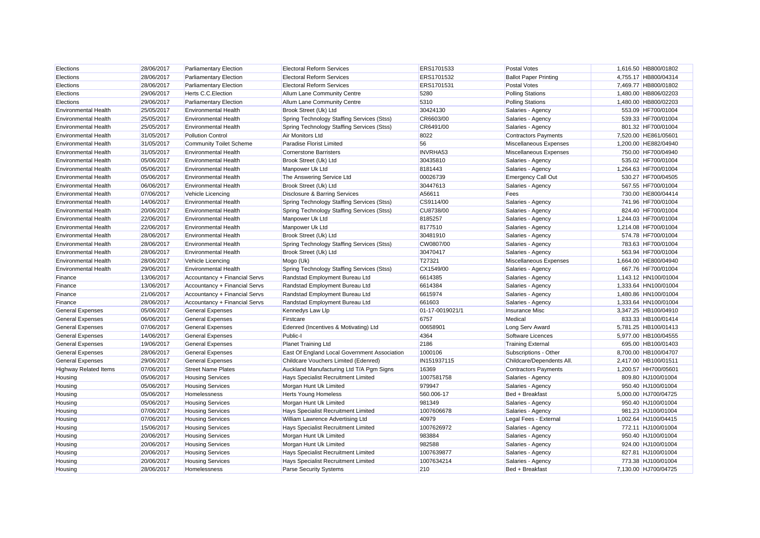| Elections | 28/06/2017 | Parliamentary Election | Electoral Reform Services | ERS1701533 | Postal Votes | 1,616.50 | HB800/01802 |
|---|---|---|---|---|---|---|---|
| Elections | 28/06/2017 | Parliamentary Election | Electoral Reform Services | ERS1701532 | Ballot Paper Printing | 4,755.17 | HB800/04314 |
| Elections | 28/06/2017 | Parliamentary Election | Electoral Reform Services | ERS1701531 | Postal Votes | 7,469.77 | HB800/01802 |
| Elections | 29/06/2017 | Herts C.C.Election | Allum Lane Community Centre | 5280 | Polling Stations | 1,480.00 | HB806/02203 |
| Elections | 29/06/2017 | Parliamentary Election | Allum Lane Community Centre | 5310 | Polling Stations | 1,480.00 | HB800/02203 |
| Environmental Health | 25/05/2017 | Environmental Health | Brook Street (Uk) Ltd | 30424130 | Salaries - Agency | 553.09 | HF700/01004 |
| Environmental Health | 25/05/2017 | Environmental Health | Spring Technology Staffing Services (Stss) | CR6603/00 | Salaries - Agency | 539.33 | HF700/01004 |
| Environmental Health | 25/05/2017 | Environmental Health | Spring Technology Staffing Services (Stss) | CR6491/00 | Salaries - Agency | 801.32 | HF700/01004 |
| Environmental Health | 31/05/2017 | Pollution Control | Air Monitors Ltd | 8022 | Contractors Payments | 7,520.00 | HE861/05601 |
| Environmental Health | 31/05/2017 | Community Toilet Scheme | Paradise Florist Limited | 56 | Miscellaneous Expenses | 1,200.00 | HE882/04940 |
| Environmental Health | 31/05/2017 | Environmental Health | Cornerstone Barristers | INVRHA53 | Miscellaneous Expenses | 750.00 | HF700/04940 |
| Environmental Health | 05/06/2017 | Environmental Health | Brook Street (Uk) Ltd | 30435810 | Salaries - Agency | 535.02 | HF700/01004 |
| Environmental Health | 05/06/2017 | Environmental Health | Manpower Uk Ltd | 8181443 | Salaries - Agency | 1,264.63 | HF700/01004 |
| Environmental Health | 05/06/2017 | Environmental Health | The Answering Service Ltd | 00026739 | Emergency Call Out | 530.27 | HF700/04505 |
| Environmental Health | 06/06/2017 | Environmental Health | Brook Street (Uk) Ltd | 30447613 | Salaries - Agency | 567.55 | HF700/01004 |
| Environmental Health | 07/06/2017 | Vehicle Licencing | Disclosure & Barring Services | A56611 | Fees | 730.00 | HE800/04414 |
| Environmental Health | 14/06/2017 | Environmental Health | Spring Technology Staffing Services (Stss) | CS9114/00 | Salaries - Agency | 741.96 | HF700/01004 |
| Environmental Health | 20/06/2017 | Environmental Health | Spring Technology Staffing Services (Stss) | CU8738/00 | Salaries - Agency | 824.40 | HF700/01004 |
| Environmental Health | 22/06/2017 | Environmental Health | Manpower Uk Ltd | 8185257 | Salaries - Agency | 1,244.03 | HF700/01004 |
| Environmental Health | 22/06/2017 | Environmental Health | Manpower Uk Ltd | 8177510 | Salaries - Agency | 1,214.08 | HF700/01004 |
| Environmental Health | 28/06/2017 | Environmental Health | Brook Street (Uk) Ltd | 30481910 | Salaries - Agency | 574.78 | HF700/01004 |
| Environmental Health | 28/06/2017 | Environmental Health | Spring Technology Staffing Services (Stss) | CW0807/00 | Salaries - Agency | 783.63 | HF700/01004 |
| Environmental Health | 28/06/2017 | Environmental Health | Brook Street (Uk) Ltd | 30470417 | Salaries - Agency | 563.94 | HF700/01004 |
| Environmental Health | 28/06/2017 | Vehicle Licencing | Mogo (Uk) | T27321 | Miscellaneous Expenses | 1,664.00 | HE800/04940 |
| Environmental Health | 29/06/2017 | Environmental Health | Spring Technology Staffing Services (Stss) | CX1549/00 | Salaries - Agency | 667.76 | HF700/01004 |
| Finance | 13/06/2017 | Accountancy + Financial Servs | Randstad Employment Bureau Ltd | 6614385 | Salaries - Agency | 1,143.12 | HN100/01004 |
| Finance | 13/06/2017 | Accountancy + Financial Servs | Randstad Employment Bureau Ltd | 6614384 | Salaries - Agency | 1,333.64 | HN100/01004 |
| Finance | 21/06/2017 | Accountancy + Financial Servs | Randstad Employment Bureau Ltd | 6615974 | Salaries - Agency | 1,480.86 | HN100/01004 |
| Finance | 28/06/2017 | Accountancy + Financial Servs | Randstad Employment Bureau Ltd | 661603 | Salaries - Agency | 1,333.64 | HN100/01004 |
| General Expenses | 05/06/2017 | General Expenses | Kennedys Law Llp | 01-17-0019021/1 | Insurance Misc | 3,347.25 | HB100/04910 |
| General Expenses | 06/06/2017 | General Expenses | Firstcare | 6757 | Medical | 833.33 | HB100/01414 |
| General Expenses | 07/06/2017 | General Expenses | Edenred (Incentives & Motivating) Ltd | 00658901 | Long Serv Award | 5,781.25 | HB100/01413 |
| General Expenses | 14/06/2017 | General Expenses | Public-I | 4364 | Software Licences | 5,977.00 | HB100/04555 |
| General Expenses | 19/06/2017 | General Expenses | Planet Training Ltd | 2186 | Training External | 695.00 | HB100/01403 |
| General Expenses | 28/06/2017 | General Expenses | East Of England Local Government Association | 1000106 | Subscriptions - Other | 8,700.00 | HB100/04707 |
| General Expenses | 29/06/2017 | General Expenses | Childcare Vouchers Limited (Edenred) | IN151937115 | Childcare/Dependents All. | 2,417.00 | HB100/01511 |
| Highway Related Items | 07/06/2017 | Street Name Plates | Auckland Manufacturing Ltd T/A Pgm Signs | 16369 | Contractors Payments | 1,200.57 | HH700/05601 |
| Housing | 05/06/2017 | Housing Services | Hays Specialist Recruitment Limited | 1007581758 | Salaries - Agency | 809.80 | HJ100/01004 |
| Housing | 05/06/2017 | Housing Services | Morgan Hunt Uk Limited | 979947 | Salaries - Agency | 950.40 | HJ100/01004 |
| Housing | 05/06/2017 | Homelessness | Herts Young Homeless | 560.006-17 | Bed + Breakfast | 5,000.00 | HJ700/04725 |
| Housing | 05/06/2017 | Housing Services | Morgan Hunt Uk Limited | 981349 | Salaries - Agency | 950.40 | HJ100/01004 |
| Housing | 07/06/2017 | Housing Services | Hays Specialist Recruitment Limited | 1007606678 | Salaries - Agency | 981.23 | HJ100/01004 |
| Housing | 07/06/2017 | Housing Services | William Lawrence Advertising Ltd | 40979 | Legal Fees - External | 1,002.64 | HJ100/04415 |
| Housing | 15/06/2017 | Housing Services | Hays Specialist Recruitment Limited | 1007626972 | Salaries - Agency | 772.11 | HJ100/01004 |
| Housing | 20/06/2017 | Housing Services | Morgan Hunt Uk Limited | 983884 | Salaries - Agency | 950.40 | HJ100/01004 |
| Housing | 20/06/2017 | Housing Services | Morgan Hunt Uk Limited | 982588 | Salaries - Agency | 924.00 | HJ100/01004 |
| Housing | 20/06/2017 | Housing Services | Hays Specialist Recruitment Limited | 1007639877 | Salaries - Agency | 827.81 | HJ100/01004 |
| Housing | 20/06/2017 | Housing Services | Hays Specialist Recruitment Limited | 1007634214 | Salaries - Agency | 773.38 | HJ100/01004 |
| Housing | 28/06/2017 | Homelessness | Parse Security Systems | 210 | Bed + Breakfast | 7,130.00 | HJ700/04725 |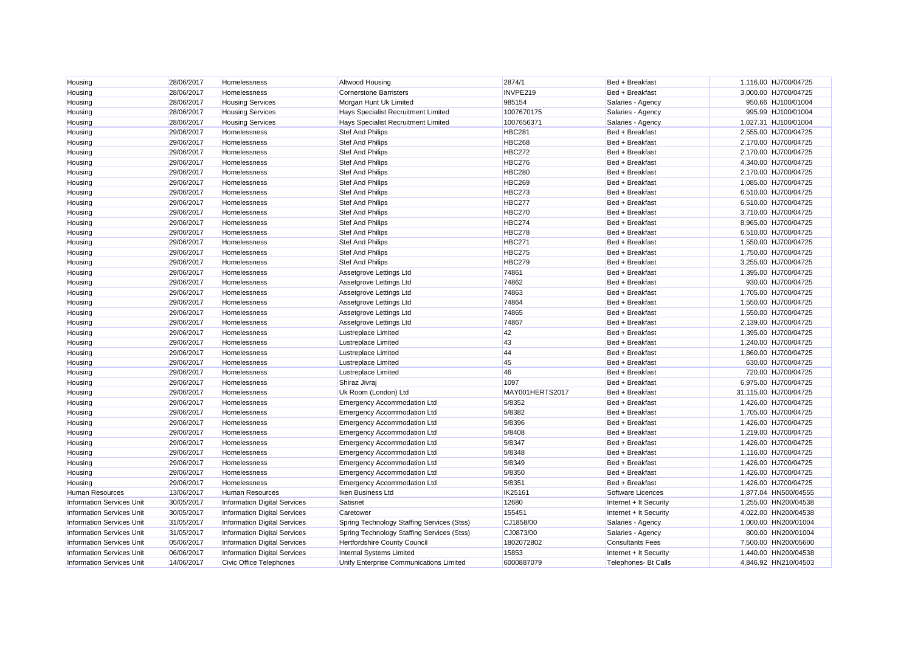| | | | | | | | |
|---|---|---|---|---|---|---|---|
| Housing | 28/06/2017 | Homelessness | Altwood Housing | 2874/1 | Bed + Breakfast | 1,116.00 | HJ700/04725 |
| Housing | 28/06/2017 | Homelessness | Cornerstone Barristers | INVPE219 | Bed + Breakfast | 3,000.00 | HJ700/04725 |
| Housing | 28/06/2017 | Housing Services | Morgan Hunt Uk Limited | 985154 | Salaries - Agency | 950.66 | HJ100/01004 |
| Housing | 28/06/2017 | Housing Services | Hays Specialist Recruitment Limited | 1007670175 | Salaries - Agency | 995.99 | HJ100/01004 |
| Housing | 28/06/2017 | Housing Services | Hays Specialist Recruitment Limited | 1007656371 | Salaries - Agency | 1,027.31 | HJ100/01004 |
| Housing | 29/06/2017 | Homelessness | Stef And Philips | HBC281 | Bed + Breakfast | 2,555.00 | HJ700/04725 |
| Housing | 29/06/2017 | Homelessness | Stef And Philips | HBC268 | Bed + Breakfast | 2,170.00 | HJ700/04725 |
| Housing | 29/06/2017 | Homelessness | Stef And Philips | HBC272 | Bed + Breakfast | 2,170.00 | HJ700/04725 |
| Housing | 29/06/2017 | Homelessness | Stef And Philips | HBC276 | Bed + Breakfast | 4,340.00 | HJ700/04725 |
| Housing | 29/06/2017 | Homelessness | Stef And Philips | HBC280 | Bed + Breakfast | 2,170.00 | HJ700/04725 |
| Housing | 29/06/2017 | Homelessness | Stef And Philips | HBC269 | Bed + Breakfast | 1,085.00 | HJ700/04725 |
| Housing | 29/06/2017 | Homelessness | Stef And Philips | HBC273 | Bed + Breakfast | 6,510.00 | HJ700/04725 |
| Housing | 29/06/2017 | Homelessness | Stef And Philips | HBC277 | Bed + Breakfast | 6,510.00 | HJ700/04725 |
| Housing | 29/06/2017 | Homelessness | Stef And Philips | HBC270 | Bed + Breakfast | 3,710.00 | HJ700/04725 |
| Housing | 29/06/2017 | Homelessness | Stef And Philips | HBC274 | Bed + Breakfast | 8,965.00 | HJ700/04725 |
| Housing | 29/06/2017 | Homelessness | Stef And Philips | HBC278 | Bed + Breakfast | 6,510.00 | HJ700/04725 |
| Housing | 29/06/2017 | Homelessness | Stef And Philips | HBC271 | Bed + Breakfast | 1,550.00 | HJ700/04725 |
| Housing | 29/06/2017 | Homelessness | Stef And Philips | HBC275 | Bed + Breakfast | 1,750.00 | HJ700/04725 |
| Housing | 29/06/2017 | Homelessness | Stef And Philips | HBC279 | Bed + Breakfast | 3,255.00 | HJ700/04725 |
| Housing | 29/06/2017 | Homelessness | Assetgrove Lettings Ltd | 74861 | Bed + Breakfast | 1,395.00 | HJ700/04725 |
| Housing | 29/06/2017 | Homelessness | Assetgrove Lettings Ltd | 74862 | Bed + Breakfast | 930.00 | HJ700/04725 |
| Housing | 29/06/2017 | Homelessness | Assetgrove Lettings Ltd | 74863 | Bed + Breakfast | 1,705.00 | HJ700/04725 |
| Housing | 29/06/2017 | Homelessness | Assetgrove Lettings Ltd | 74864 | Bed + Breakfast | 1,550.00 | HJ700/04725 |
| Housing | 29/06/2017 | Homelessness | Assetgrove Lettings Ltd | 74865 | Bed + Breakfast | 1,550.00 | HJ700/04725 |
| Housing | 29/06/2017 | Homelessness | Assetgrove Lettings Ltd | 74867 | Bed + Breakfast | 2,139.00 | HJ700/04725 |
| Housing | 29/06/2017 | Homelessness | Lustreplace Limited | 42 | Bed + Breakfast | 1,395.00 | HJ700/04725 |
| Housing | 29/06/2017 | Homelessness | Lustreplace Limited | 43 | Bed + Breakfast | 1,240.00 | HJ700/04725 |
| Housing | 29/06/2017 | Homelessness | Lustreplace Limited | 44 | Bed + Breakfast | 1,860.00 | HJ700/04725 |
| Housing | 29/06/2017 | Homelessness | Lustreplace Limited | 45 | Bed + Breakfast | 630.00 | HJ700/04725 |
| Housing | 29/06/2017 | Homelessness | Lustreplace Limited | 46 | Bed + Breakfast | 720.00 | HJ700/04725 |
| Housing | 29/06/2017 | Homelessness | Shiraz Jivraj | 1097 | Bed + Breakfast | 6,975.00 | HJ700/04725 |
| Housing | 29/06/2017 | Homelessness | Uk Room (London) Ltd | MAY001HERTS2017 | Bed + Breakfast | 31,115.00 | HJ700/04725 |
| Housing | 29/06/2017 | Homelessness | Emergency Accommodation Ltd | 5/8352 | Bed + Breakfast | 1,426.00 | HJ700/04725 |
| Housing | 29/06/2017 | Homelessness | Emergency Accommodation Ltd | 5/8382 | Bed + Breakfast | 1,705.00 | HJ700/04725 |
| Housing | 29/06/2017 | Homelessness | Emergency Accommodation Ltd | 5/8396 | Bed + Breakfast | 1,426.00 | HJ700/04725 |
| Housing | 29/06/2017 | Homelessness | Emergency Accommodation Ltd | 5/8408 | Bed + Breakfast | 1,219.00 | HJ700/04725 |
| Housing | 29/06/2017 | Homelessness | Emergency Accommodation Ltd | 5/8347 | Bed + Breakfast | 1,426.00 | HJ700/04725 |
| Housing | 29/06/2017 | Homelessness | Emergency Accommodation Ltd | 5/8348 | Bed + Breakfast | 1,116.00 | HJ700/04725 |
| Housing | 29/06/2017 | Homelessness | Emergency Accommodation Ltd | 5/8349 | Bed + Breakfast | 1,426.00 | HJ700/04725 |
| Housing | 29/06/2017 | Homelessness | Emergency Accommodation Ltd | 5/8350 | Bed + Breakfast | 1,426.00 | HJ700/04725 |
| Housing | 29/06/2017 | Homelessness | Emergency Accommodation Ltd | 5/8351 | Bed + Breakfast | 1,426.00 | HJ700/04725 |
| Human Resources | 13/06/2017 | Human Resources | Iken Business Ltd | IK25161 | Software Licences | 1,877.04 | HN500/04555 |
| Information Services Unit | 30/05/2017 | Information Digital Services | Satisnet | 12680 | Internet + It Security | 1,255.00 | HN200/04538 |
| Information Services Unit | 30/05/2017 | Information Digital Services | Caretower | 155451 | Internet + It Security | 4,022.00 | HN200/04538 |
| Information Services Unit | 31/05/2017 | Information Digital Services | Spring Technology Staffing Services (Stss) | CJ1858/00 | Salaries - Agency | 1,000.00 | HN200/01004 |
| Information Services Unit | 31/05/2017 | Information Digital Services | Spring Technology Staffing Services (Stss) | CJ0873/00 | Salaries - Agency | 800.00 | HN200/01004 |
| Information Services Unit | 05/06/2017 | Information Digital Services | Hertfordshire County Council | 1802072802 | Consultants Fees | 7,500.00 | HN200/05600 |
| Information Services Unit | 06/06/2017 | Information Digital Services | Internal Systems Limited | 15853 | Internet + It Security | 1,440.00 | HN200/04538 |
| Information Services Unit | 14/06/2017 | Civic Office Telephones | Unify Enterprise Communications Limited | 6000887079 | Telephones- Bt Calls | 4,846.92 | HN210/04503 |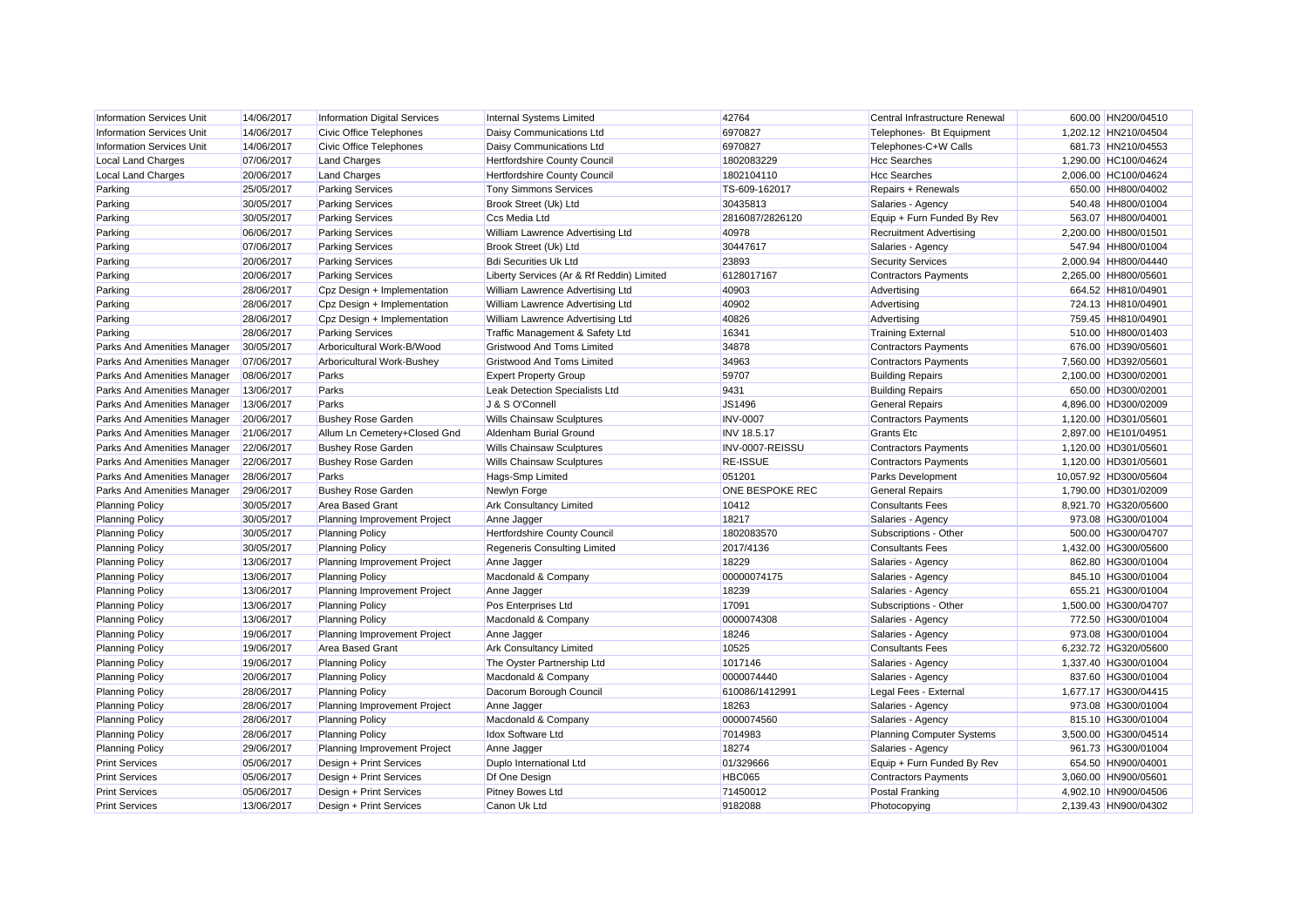| Information Services Unit | 14/06/2017 | Information Digital Services | Internal Systems Limited | 42764 | Central Infrastructure Renewal | 600.00 | HN200/04510 |
|---|---|---|---|---|---|---|---|
| Information Services Unit | 14/06/2017 | Civic Office Telephones | Daisy Communications Ltd | 6970827 | Telephones- Bt Equipment | 1,202.12 | HN210/04504 |
| Information Services Unit | 14/06/2017 | Civic Office Telephones | Daisy Communications Ltd | 6970827 | Telephones-C+W Calls | 681.73 | HN210/04553 |
| Local Land Charges | 07/06/2017 | Land Charges | Hertfordshire County Council | 1802083229 | Hcc Searches | 1,290.00 | HC100/04624 |
| Local Land Charges | 20/06/2017 | Land Charges | Hertfordshire County Council | 1802104110 | Hcc Searches | 2,006.00 | HC100/04624 |
| Parking | 25/05/2017 | Parking Services | Tony Simmons Services | TS-609-162017 | Repairs + Renewals | 650.00 | HH800/04002 |
| Parking | 30/05/2017 | Parking Services | Brook Street (Uk) Ltd | 30435813 | Salaries - Agency | 540.48 | HH800/01004 |
| Parking | 30/05/2017 | Parking Services | Ccs Media Ltd | 2816087/2826120 | Equip + Furn Funded By Rev | 563.07 | HH800/04001 |
| Parking | 06/06/2017 | Parking Services | William Lawrence Advertising Ltd | 40978 | Recruitment Advertising | 2,200.00 | HH800/01501 |
| Parking | 07/06/2017 | Parking Services | Brook Street (Uk) Ltd | 30447617 | Salaries - Agency | 547.94 | HH800/01004 |
| Parking | 20/06/2017 | Parking Services | Bdi Securities Uk Ltd | 23893 | Security Services | 2,000.94 | HH800/04440 |
| Parking | 20/06/2017 | Parking Services | Liberty Services (Ar & Rf Reddin) Limited | 6128017167 | Contractors Payments | 2,265.00 | HH800/05601 |
| Parking | 28/06/2017 | Cpz Design + Implementation | William Lawrence Advertising Ltd | 40903 | Advertising | 664.52 | HH810/04901 |
| Parking | 28/06/2017 | Cpz Design + Implementation | William Lawrence Advertising Ltd | 40902 | Advertising | 724.13 | HH810/04901 |
| Parking | 28/06/2017 | Cpz Design + Implementation | William Lawrence Advertising Ltd | 40826 | Advertising | 759.45 | HH810/04901 |
| Parking | 28/06/2017 | Parking Services | Traffic Management & Safety Ltd | 16341 | Training External | 510.00 | HH800/01403 |
| Parks And Amenities Manager | 30/05/2017 | Arboricultural Work-B/Wood | Gristwood And Toms Limited | 34878 | Contractors Payments | 676.00 | HD390/05601 |
| Parks And Amenities Manager | 07/06/2017 | Arboricultural Work-Bushey | Gristwood And Toms Limited | 34963 | Contractors Payments | 7,560.00 | HD392/05601 |
| Parks And Amenities Manager | 08/06/2017 | Parks | Expert Property Group | 59707 | Building Repairs | 2,100.00 | HD300/02001 |
| Parks And Amenities Manager | 13/06/2017 | Parks | Leak Detection Specialists Ltd | 9431 | Building Repairs | 650.00 | HD300/02001 |
| Parks And Amenities Manager | 13/06/2017 | Parks | J & S O'Connell | JS1496 | General Repairs | 4,896.00 | HD300/02009 |
| Parks And Amenities Manager | 20/06/2017 | Bushey Rose Garden | Wills Chainsaw Sculptures | INV-0007 | Contractors Payments | 1,120.00 | HD301/05601 |
| Parks And Amenities Manager | 21/06/2017 | Allum Ln Cemetery+Closed Gnd | Aldenham Burial Ground | INV 18.5.17 | Grants Etc | 2,897.00 | HE101/04951 |
| Parks And Amenities Manager | 22/06/2017 | Bushey Rose Garden | Wills Chainsaw Sculptures | INV-0007-REISSU | Contractors Payments | 1,120.00 | HD301/05601 |
| Parks And Amenities Manager | 22/06/2017 | Bushey Rose Garden | Wills Chainsaw Sculptures | RE-ISSUE | Contractors Payments | 1,120.00 | HD301/05601 |
| Parks And Amenities Manager | 28/06/2017 | Parks | Hags-Smp Limited | 051201 | Parks Development | 10,057.92 | HD300/05604 |
| Parks And Amenities Manager | 29/06/2017 | Bushey Rose Garden | Newlyn Forge | ONE BESPOKE REC | General Repairs | 1,790.00 | HD301/02009 |
| Planning Policy | 30/05/2017 | Area Based Grant | Ark Consultancy Limited | 10412 | Consultants Fees | 8,921.70 | HG320/05600 |
| Planning Policy | 30/05/2017 | Planning Improvement Project | Anne Jagger | 18217 | Salaries - Agency | 973.08 | HG300/01004 |
| Planning Policy | 30/05/2017 | Planning Policy | Hertfordshire County Council | 1802083570 | Subscriptions - Other | 500.00 | HG300/04707 |
| Planning Policy | 30/05/2017 | Planning Policy | Regeneris Consulting Limited | 2017/4136 | Consultants Fees | 1,432.00 | HG300/05600 |
| Planning Policy | 13/06/2017 | Planning Improvement Project | Anne Jagger | 18229 | Salaries - Agency | 862.80 | HG300/01004 |
| Planning Policy | 13/06/2017 | Planning Policy | Macdonald & Company | 00000074175 | Salaries - Agency | 845.10 | HG300/01004 |
| Planning Policy | 13/06/2017 | Planning Improvement Project | Anne Jagger | 18239 | Salaries - Agency | 655.21 | HG300/01004 |
| Planning Policy | 13/06/2017 | Planning Policy | Pos Enterprises Ltd | 17091 | Subscriptions - Other | 1,500.00 | HG300/04707 |
| Planning Policy | 13/06/2017 | Planning Policy | Macdonald & Company | 0000074308 | Salaries - Agency | 772.50 | HG300/01004 |
| Planning Policy | 19/06/2017 | Planning Improvement Project | Anne Jagger | 18246 | Salaries - Agency | 973.08 | HG300/01004 |
| Planning Policy | 19/06/2017 | Area Based Grant | Ark Consultancy Limited | 10525 | Consultants Fees | 6,232.72 | HG320/05600 |
| Planning Policy | 19/06/2017 | Planning Policy | The Oyster Partnership Ltd | 1017146 | Salaries - Agency | 1,337.40 | HG300/01004 |
| Planning Policy | 20/06/2017 | Planning Policy | Macdonald & Company | 0000074440 | Salaries - Agency | 837.60 | HG300/01004 |
| Planning Policy | 28/06/2017 | Planning Policy | Dacorum Borough Council | 610086/1412991 | Legal Fees - External | 1,677.17 | HG300/04415 |
| Planning Policy | 28/06/2017 | Planning Improvement Project | Anne Jagger | 18263 | Salaries - Agency | 973.08 | HG300/01004 |
| Planning Policy | 28/06/2017 | Planning Policy | Macdonald & Company | 0000074560 | Salaries - Agency | 815.10 | HG300/01004 |
| Planning Policy | 28/06/2017 | Planning Policy | Idox Software Ltd | 7014983 | Planning Computer Systems | 3,500.00 | HG300/04514 |
| Planning Policy | 29/06/2017 | Planning Improvement Project | Anne Jagger | 18274 | Salaries - Agency | 961.73 | HG300/01004 |
| Print Services | 05/06/2017 | Design + Print Services | Duplo International Ltd | 01/329666 | Equip + Furn Funded By Rev | 654.50 | HN900/04001 |
| Print Services | 05/06/2017 | Design + Print Services | Df One Design | HBC065 | Contractors Payments | 3,060.00 | HN900/05601 |
| Print Services | 05/06/2017 | Design + Print Services | Pitney Bowes Ltd | 71450012 | Postal Franking | 4,902.10 | HN900/04506 |
| Print Services | 13/06/2017 | Design + Print Services | Canon Uk Ltd | 9182088 | Photocopying | 2,139.43 | HN900/04302 |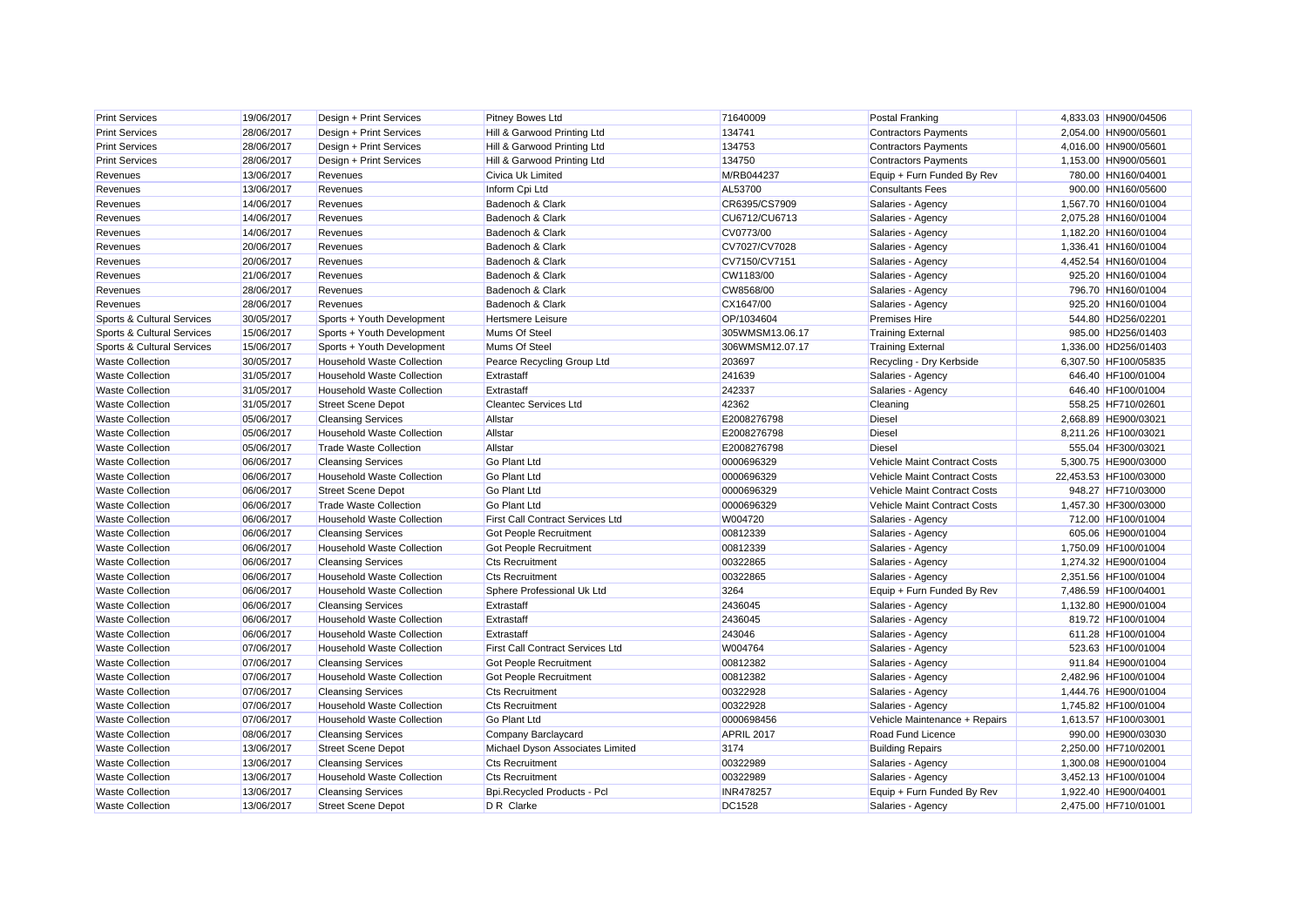| Print Services | 19/06/2017 | Design + Print Services | Pitney Bowes Ltd | 71640009 | Postal Franking | 4,833.03 | HN900/04506 |
|---|---|---|---|---|---|---|---|
| Print Services | 28/06/2017 | Design + Print Services | Hill & Garwood Printing Ltd | 134741 | Contractors Payments | 2,054.00 | HN900/05601 |
| Print Services | 28/06/2017 | Design + Print Services | Hill & Garwood Printing Ltd | 134753 | Contractors Payments | 4,016.00 | HN900/05601 |
| Print Services | 28/06/2017 | Design + Print Services | Hill & Garwood Printing Ltd | 134750 | Contractors Payments | 1,153.00 | HN900/05601 |
| Revenues | 13/06/2017 | Revenues | Civica Uk Limited | M/RB044237 | Equip + Furn Funded By Rev | 780.00 | HN160/04001 |
| Revenues | 13/06/2017 | Revenues | Inform Cpi Ltd | AL53700 | Consultants Fees | 900.00 | HN160/05600 |
| Revenues | 14/06/2017 | Revenues | Badenoch & Clark | CR6395/CS7909 | Salaries - Agency | 1,567.70 | HN160/01004 |
| Revenues | 14/06/2017 | Revenues | Badenoch & Clark | CU6712/CU6713 | Salaries - Agency | 2,075.28 | HN160/01004 |
| Revenues | 14/06/2017 | Revenues | Badenoch & Clark | CV0773/00 | Salaries - Agency | 1,182.20 | HN160/01004 |
| Revenues | 20/06/2017 | Revenues | Badenoch & Clark | CV7027/CV7028 | Salaries - Agency | 1,336.41 | HN160/01004 |
| Revenues | 20/06/2017 | Revenues | Badenoch & Clark | CV7150/CV7151 | Salaries - Agency | 4,452.54 | HN160/01004 |
| Revenues | 21/06/2017 | Revenues | Badenoch & Clark | CW1183/00 | Salaries - Agency | 925.20 | HN160/01004 |
| Revenues | 28/06/2017 | Revenues | Badenoch & Clark | CW8568/00 | Salaries - Agency | 796.70 | HN160/01004 |
| Revenues | 28/06/2017 | Revenues | Badenoch & Clark | CX1647/00 | Salaries - Agency | 925.20 | HN160/01004 |
| Sports & Cultural Services | 30/05/2017 | Sports + Youth Development | Hertsmere Leisure | OP/1034604 | Premises Hire | 544.80 | HD256/02201 |
| Sports & Cultural Services | 15/06/2017 | Sports + Youth Development | Mums Of Steel | 305WMSM13.06.17 | Training External | 985.00 | HD256/01403 |
| Sports & Cultural Services | 15/06/2017 | Sports + Youth Development | Mums Of Steel | 306WMSM12.07.17 | Training External | 1,336.00 | HD256/01403 |
| Waste Collection | 30/05/2017 | Household Waste Collection | Pearce Recycling Group Ltd | 203697 | Recycling - Dry Kerbside | 6,307.50 | HF100/05835 |
| Waste Collection | 31/05/2017 | Household Waste Collection | Extrastaff | 241639 | Salaries - Agency | 646.40 | HF100/01004 |
| Waste Collection | 31/05/2017 | Household Waste Collection | Extrastaff | 242337 | Salaries - Agency | 646.40 | HF100/01004 |
| Waste Collection | 31/05/2017 | Street Scene Depot | Cleantec Services Ltd | 42362 | Cleaning | 558.25 | HF710/02601 |
| Waste Collection | 05/06/2017 | Cleansing Services | Allstar | E2008276798 | Diesel | 2,668.89 | HE900/03021 |
| Waste Collection | 05/06/2017 | Household Waste Collection | Allstar | E2008276798 | Diesel | 8,211.26 | HF100/03021 |
| Waste Collection | 05/06/2017 | Trade Waste Collection | Allstar | E2008276798 | Diesel | 555.04 | HF300/03021 |
| Waste Collection | 06/06/2017 | Cleansing Services | Go Plant Ltd | 0000696329 | Vehicle Maint Contract Costs | 5,300.75 | HE900/03000 |
| Waste Collection | 06/06/2017 | Household Waste Collection | Go Plant Ltd | 0000696329 | Vehicle Maint Contract Costs | 22,453.53 | HF100/03000 |
| Waste Collection | 06/06/2017 | Street Scene Depot | Go Plant Ltd | 0000696329 | Vehicle Maint Contract Costs | 948.27 | HF710/03000 |
| Waste Collection | 06/06/2017 | Trade Waste Collection | Go Plant Ltd | 0000696329 | Vehicle Maint Contract Costs | 1,457.30 | HF300/03000 |
| Waste Collection | 06/06/2017 | Household Waste Collection | First Call Contract Services Ltd | W004720 | Salaries - Agency | 712.00 | HF100/01004 |
| Waste Collection | 06/06/2017 | Cleansing Services | Got People Recruitment | 00812339 | Salaries - Agency | 605.06 | HE900/01004 |
| Waste Collection | 06/06/2017 | Household Waste Collection | Got People Recruitment | 00812339 | Salaries - Agency | 1,750.09 | HF100/01004 |
| Waste Collection | 06/06/2017 | Cleansing Services | Cts Recruitment | 00322865 | Salaries - Agency | 1,274.32 | HE900/01004 |
| Waste Collection | 06/06/2017 | Household Waste Collection | Cts Recruitment | 00322865 | Salaries - Agency | 2,351.56 | HF100/01004 |
| Waste Collection | 06/06/2017 | Household Waste Collection | Sphere Professional Uk Ltd | 3264 | Equip + Furn Funded By Rev | 7,486.59 | HF100/04001 |
| Waste Collection | 06/06/2017 | Cleansing Services | Extrastaff | 2436045 | Salaries - Agency | 1,132.80 | HE900/01004 |
| Waste Collection | 06/06/2017 | Household Waste Collection | Extrastaff | 2436045 | Salaries - Agency | 819.72 | HF100/01004 |
| Waste Collection | 06/06/2017 | Household Waste Collection | Extrastaff | 243046 | Salaries - Agency | 611.28 | HF100/01004 |
| Waste Collection | 07/06/2017 | Household Waste Collection | First Call Contract Services Ltd | W004764 | Salaries - Agency | 523.63 | HF100/01004 |
| Waste Collection | 07/06/2017 | Cleansing Services | Got People Recruitment | 00812382 | Salaries - Agency | 911.84 | HE900/01004 |
| Waste Collection | 07/06/2017 | Household Waste Collection | Got People Recruitment | 00812382 | Salaries - Agency | 2,482.96 | HF100/01004 |
| Waste Collection | 07/06/2017 | Cleansing Services | Cts Recruitment | 00322928 | Salaries - Agency | 1,444.76 | HE900/01004 |
| Waste Collection | 07/06/2017 | Household Waste Collection | Cts Recruitment | 00322928 | Salaries - Agency | 1,745.82 | HF100/01004 |
| Waste Collection | 07/06/2017 | Household Waste Collection | Go Plant Ltd | 0000698456 | Vehicle Maintenance + Repairs | 1,613.57 | HF100/03001 |
| Waste Collection | 08/06/2017 | Cleansing Services | Company Barclaycard | APRIL 2017 | Road Fund Licence | 990.00 | HE900/03030 |
| Waste Collection | 13/06/2017 | Street Scene Depot | Michael Dyson Associates Limited | 3174 | Building Repairs | 2,250.00 | HF710/02001 |
| Waste Collection | 13/06/2017 | Cleansing Services | Cts Recruitment | 00322989 | Salaries - Agency | 1,300.08 | HE900/01004 |
| Waste Collection | 13/06/2017 | Household Waste Collection | Cts Recruitment | 00322989 | Salaries - Agency | 3,452.13 | HF100/01004 |
| Waste Collection | 13/06/2017 | Cleansing Services | Bpi.Recycled Products - Pcl | INR478257 | Equip + Furn Funded By Rev | 1,922.40 | HE900/04001 |
| Waste Collection | 13/06/2017 | Street Scene Depot | D R Clarke | DC1528 | Salaries - Agency | 2,475.00 | HF710/01001 |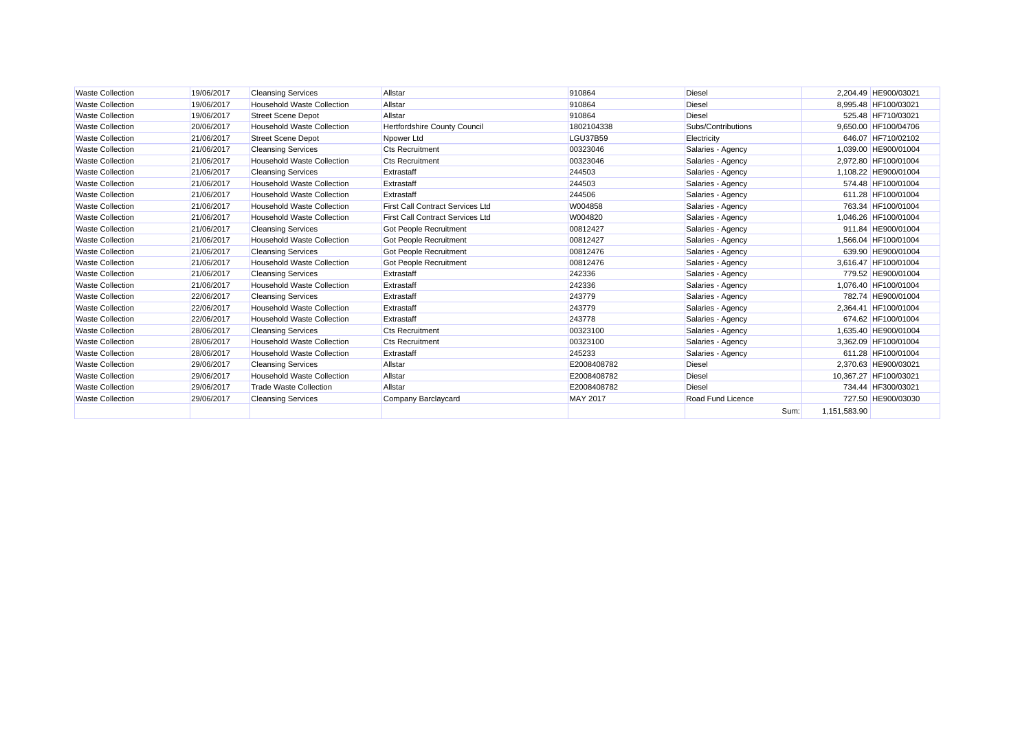| | | | | | | | |
|---|---|---|---|---|---|---|---|
| Waste Collection | 19/06/2017 | Cleansing Services | Allstar | 910864 | Diesel | 2,204.49 | HE900/03021 |
| Waste Collection | 19/06/2017 | Household Waste Collection | Allstar | 910864 | Diesel | 8,995.48 | HF100/03021 |
| Waste Collection | 19/06/2017 | Street Scene Depot | Allstar | 910864 | Diesel | 525.48 | HF710/03021 |
| Waste Collection | 20/06/2017 | Household Waste Collection | Hertfordshire County Council | 1802104338 | Subs/Contributions | 9,650.00 | HF100/04706 |
| Waste Collection | 21/06/2017 | Street Scene Depot | Npower Ltd | LGU37B59 | Electricity | 646.07 | HF710/02102 |
| Waste Collection | 21/06/2017 | Cleansing Services | Cts Recruitment | 00323046 | Salaries - Agency | 1,039.00 | HE900/01004 |
| Waste Collection | 21/06/2017 | Household Waste Collection | Cts Recruitment | 00323046 | Salaries - Agency | 2,972.80 | HF100/01004 |
| Waste Collection | 21/06/2017 | Cleansing Services | Extrastaff | 244503 | Salaries - Agency | 1,108.22 | HE900/01004 |
| Waste Collection | 21/06/2017 | Household Waste Collection | Extrastaff | 244503 | Salaries - Agency | 574.48 | HF100/01004 |
| Waste Collection | 21/06/2017 | Household Waste Collection | Extrastaff | 244506 | Salaries - Agency | 611.28 | HF100/01004 |
| Waste Collection | 21/06/2017 | Household Waste Collection | First Call Contract Services Ltd | W004858 | Salaries - Agency | 763.34 | HF100/01004 |
| Waste Collection | 21/06/2017 | Household Waste Collection | First Call Contract Services Ltd | W004820 | Salaries - Agency | 1,046.26 | HF100/01004 |
| Waste Collection | 21/06/2017 | Cleansing Services | Got People Recruitment | 00812427 | Salaries - Agency | 911.84 | HE900/01004 |
| Waste Collection | 21/06/2017 | Household Waste Collection | Got People Recruitment | 00812427 | Salaries - Agency | 1,566.04 | HF100/01004 |
| Waste Collection | 21/06/2017 | Cleansing Services | Got People Recruitment | 00812476 | Salaries - Agency | 639.90 | HE900/01004 |
| Waste Collection | 21/06/2017 | Household Waste Collection | Got People Recruitment | 00812476 | Salaries - Agency | 3,616.47 | HF100/01004 |
| Waste Collection | 21/06/2017 | Cleansing Services | Extrastaff | 242336 | Salaries - Agency | 779.52 | HE900/01004 |
| Waste Collection | 21/06/2017 | Household Waste Collection | Extrastaff | 242336 | Salaries - Agency | 1,076.40 | HF100/01004 |
| Waste Collection | 22/06/2017 | Cleansing Services | Extrastaff | 243779 | Salaries - Agency | 782.74 | HE900/01004 |
| Waste Collection | 22/06/2017 | Household Waste Collection | Extrastaff | 243779 | Salaries - Agency | 2,364.41 | HF100/01004 |
| Waste Collection | 22/06/2017 | Household Waste Collection | Extrastaff | 243778 | Salaries - Agency | 674.62 | HF100/01004 |
| Waste Collection | 28/06/2017 | Cleansing Services | Cts Recruitment | 00323100 | Salaries - Agency | 1,635.40 | HE900/01004 |
| Waste Collection | 28/06/2017 | Household Waste Collection | Cts Recruitment | 00323100 | Salaries - Agency | 3,362.09 | HF100/01004 |
| Waste Collection | 28/06/2017 | Household Waste Collection | Extrastaff | 245233 | Salaries - Agency | 611.28 | HF100/01004 |
| Waste Collection | 29/06/2017 | Cleansing Services | Allstar | E2008408782 | Diesel | 2,370.63 | HE900/03021 |
| Waste Collection | 29/06/2017 | Household Waste Collection | Allstar | E2008408782 | Diesel | 10,367.27 | HF100/03021 |
| Waste Collection | 29/06/2017 | Trade Waste Collection | Allstar | E2008408782 | Diesel | 734.44 | HF300/03021 |
| Waste Collection | 29/06/2017 | Cleansing Services | Company Barclaycard | MAY 2017 | Road Fund Licence | 727.50 | HE900/03030 |
| | | | | | Sum: | 1,151,583.90 | |